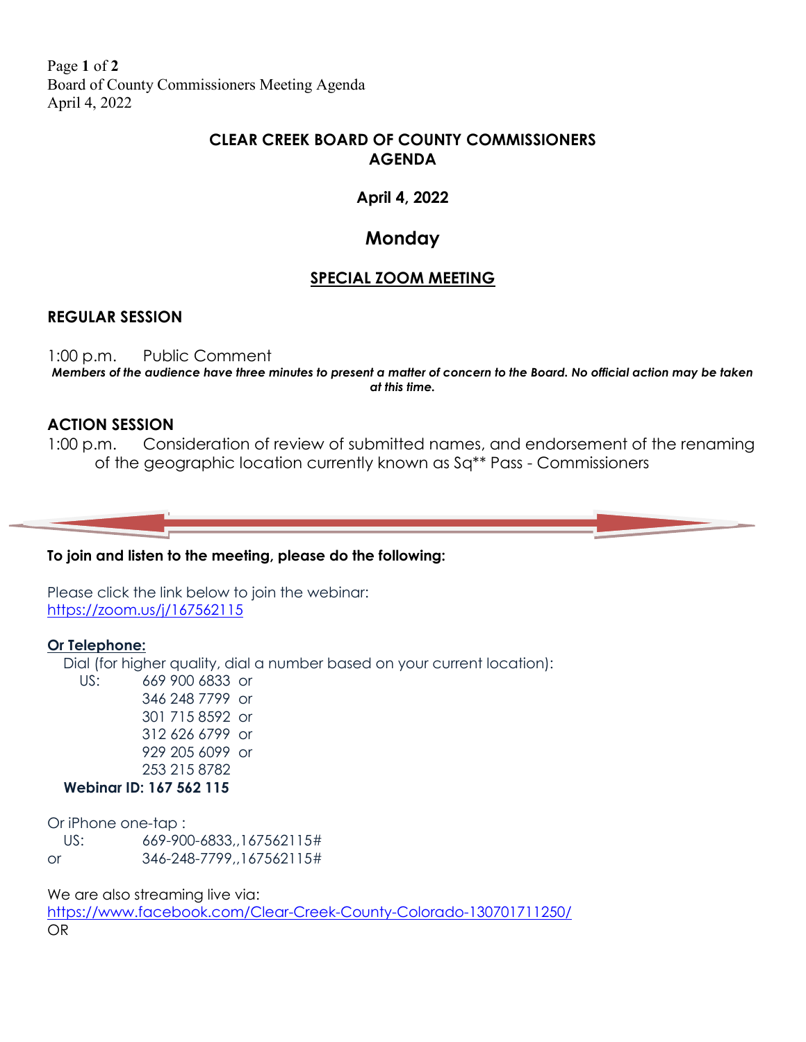# CLEAR CREEK BOARD OF COUNTY COMMISSIONERS AGENDA

## April 4, 2022

## Monday

## SPECIAL ZOOM MEETING

### REGULAR SESSION

1:00 p.m. Public Comment

***Members of the audience have three minutes to present a matter of concern to the Board. No official action may be taken at this time.***

### ACTION SESSION

1:00 p.m. Consideration of review of submitted names, and endorsement of the renaming of the geographic location currently known as Sq** Pass - Commissioners

**To join and listen to the meeting, please do the following:**

Please click the link below to join the webinar:
https://zoom.us/j/167562115

**Or Telephone:**

Dial (for higher quality, dial a number based on your current location):

US: 669 900 6833 or
346 248 7799 or
301 715 8592 or
312 626 6799 or
929 205 6099 or
253 215 8782

**Webinar ID: 167 562 115**

Or iPhone one-tap :

US: 669-900-6833,,167562115#
or 346-248-7799,,167562115#

We are also streaming live via:
https://www.facebook.com/Clear-Creek-County-Colorado-130701711250/
OR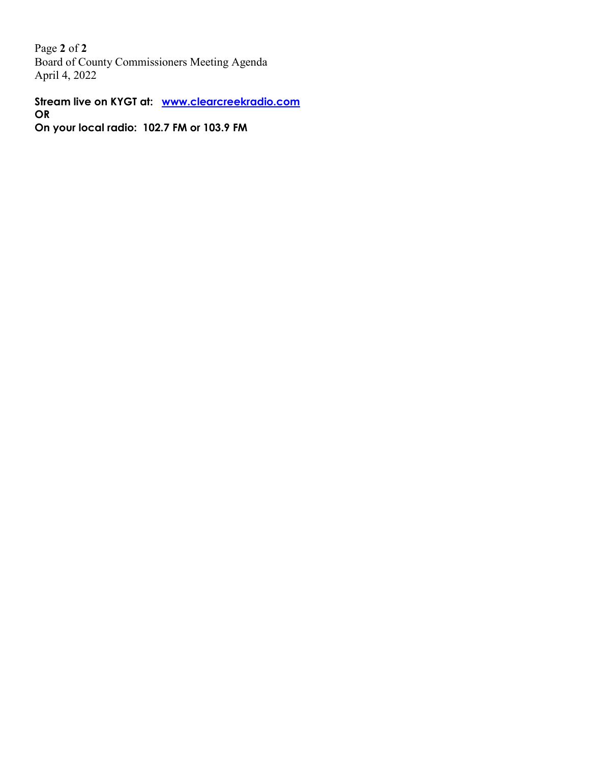**Stream live on KYGT at: [www.clearcreekradio.com](http://www.clearcreekradio.com)**
**OR**
**On your local radio: 102.7 FM or 103.9 FM**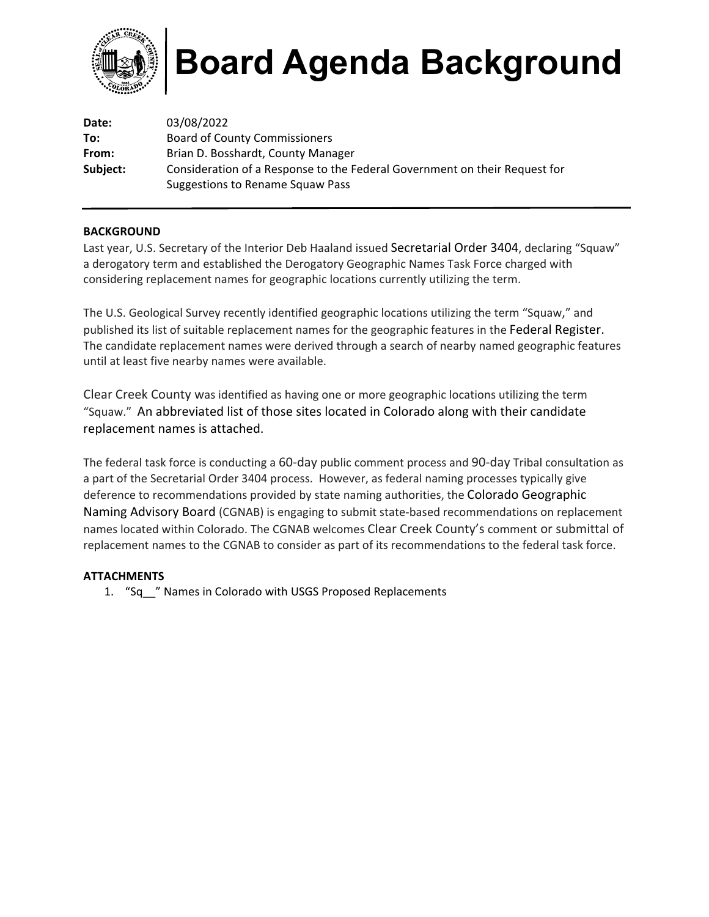# Board Agenda Background

**Date:** 03/08/2022
**To:** Board of County Commissioners
**From:** Brian D. Bosshardt, County Manager
**Subject:** Consideration of a Response to the Federal Government on their Request for Suggestions to Rename Squaw Pass

---

**BACKGROUND**

Last year, U.S. Secretary of the Interior Deb Haaland issued Secretarial Order 3404, declaring "Squaw" a derogatory term and established the Derogatory Geographic Names Task Force charged with considering replacement names for geographic locations currently utilizing the term.

The U.S. Geological Survey recently identified geographic locations utilizing the term "Squaw," and published its list of suitable replacement names for the geographic features in the Federal Register. The candidate replacement names were derived through a search of nearby named geographic features until at least five nearby names were available.

Clear Creek County was identified as having one or more geographic locations utilizing the term "Squaw." An abbreviated list of those sites located in Colorado along with their candidate replacement names is attached.

The federal task force is conducting a 60-day public comment process and 90-day Tribal consultation as a part of the Secretarial Order 3404 process. However, as federal naming processes typically give deference to recommendations provided by state naming authorities, the Colorado Geographic Naming Advisory Board (CGNAB) is engaging to submit state-based recommendations on replacement names located within Colorado. The CGNAB welcomes Clear Creek County's comment or submittal of replacement names to the CGNAB to consider as part of its recommendations to the federal task force.

**ATTACHMENTS**

1. "Sq__" Names in Colorado with USGS Proposed Replacements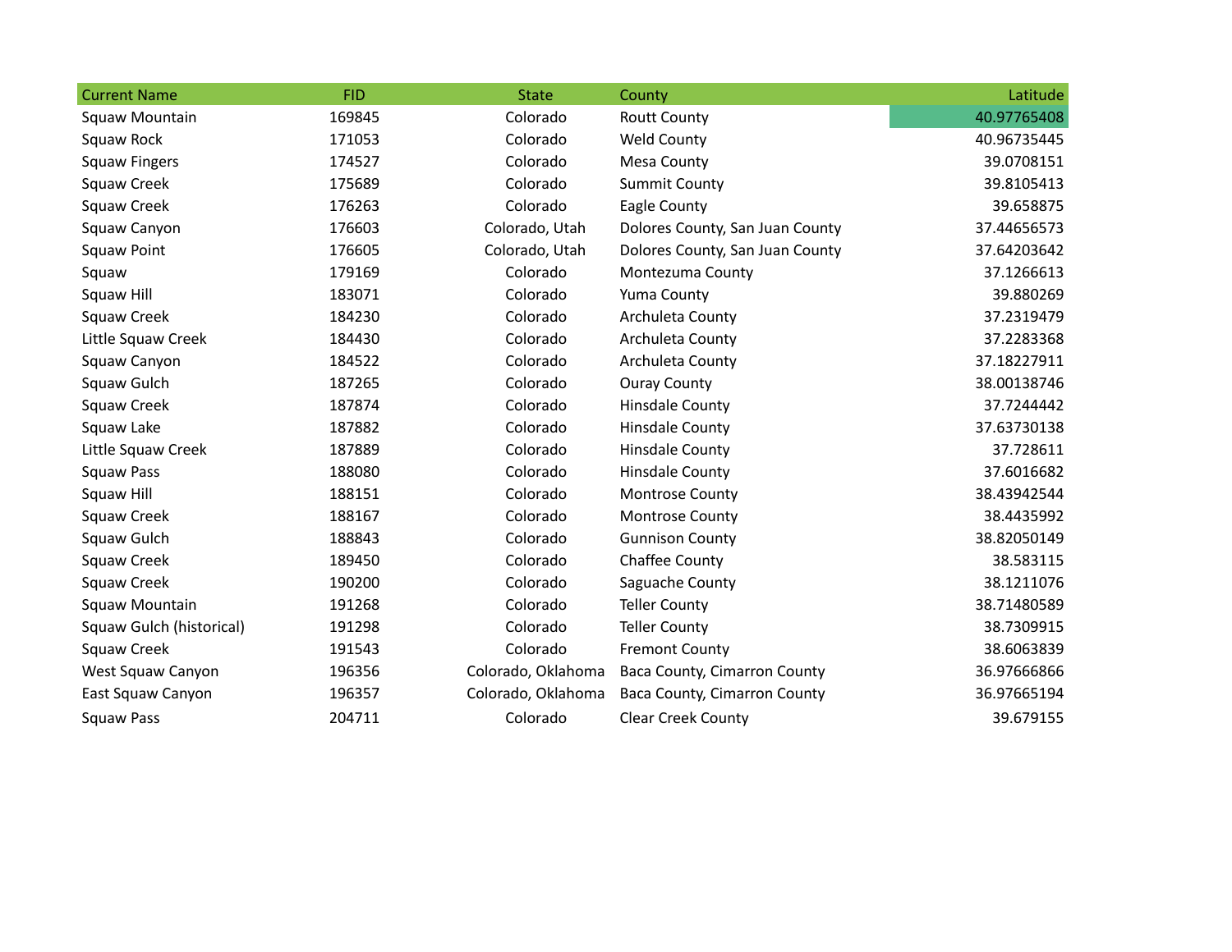| Current Name | FID | State | County | Latitude |
|---|---|---|---|---|
| Squaw Mountain | 169845 | Colorado | Routt County | 40.97765408 |
| Squaw Rock | 171053 | Colorado | Weld County | 40.96735445 |
| Squaw Fingers | 174527 | Colorado | Mesa County | 39.0708151 |
| Squaw Creek | 175689 | Colorado | Summit County | 39.8105413 |
| Squaw Creek | 176263 | Colorado | Eagle County | 39.658875 |
| Squaw Canyon | 176603 | Colorado, Utah | Dolores County, San Juan County | 37.44656573 |
| Squaw Point | 176605 | Colorado, Utah | Dolores County, San Juan County | 37.64203642 |
| Squaw | 179169 | Colorado | Montezuma County | 37.1266613 |
| Squaw Hill | 183071 | Colorado | Yuma County | 39.880269 |
| Squaw Creek | 184230 | Colorado | Archuleta County | 37.2319479 |
| Little Squaw Creek | 184430 | Colorado | Archuleta County | 37.2283368 |
| Squaw Canyon | 184522 | Colorado | Archuleta County | 37.18227911 |
| Squaw Gulch | 187265 | Colorado | Ouray County | 38.00138746 |
| Squaw Creek | 187874 | Colorado | Hinsdale County | 37.7244442 |
| Squaw Lake | 187882 | Colorado | Hinsdale County | 37.63730138 |
| Little Squaw Creek | 187889 | Colorado | Hinsdale County | 37.728611 |
| Squaw Pass | 188080 | Colorado | Hinsdale County | 37.6016682 |
| Squaw Hill | 188151 | Colorado | Montrose County | 38.43942544 |
| Squaw Creek | 188167 | Colorado | Montrose County | 38.4435992 |
| Squaw Gulch | 188843 | Colorado | Gunnison County | 38.82050149 |
| Squaw Creek | 189450 | Colorado | Chaffee County | 38.583115 |
| Squaw Creek | 190200 | Colorado | Saguache County | 38.1211076 |
| Squaw Mountain | 191268 | Colorado | Teller County | 38.71480589 |
| Squaw Gulch (historical) | 191298 | Colorado | Teller County | 38.7309915 |
| Squaw Creek | 191543 | Colorado | Fremont County | 38.6063839 |
| West Squaw Canyon | 196356 | Colorado, Oklahoma | Baca County, Cimarron County | 36.97666866 |
| East Squaw Canyon | 196357 | Colorado, Oklahoma | Baca County, Cimarron County | 36.97665194 |
| Squaw Pass | 204711 | Colorado | Clear Creek County | 39.679155 |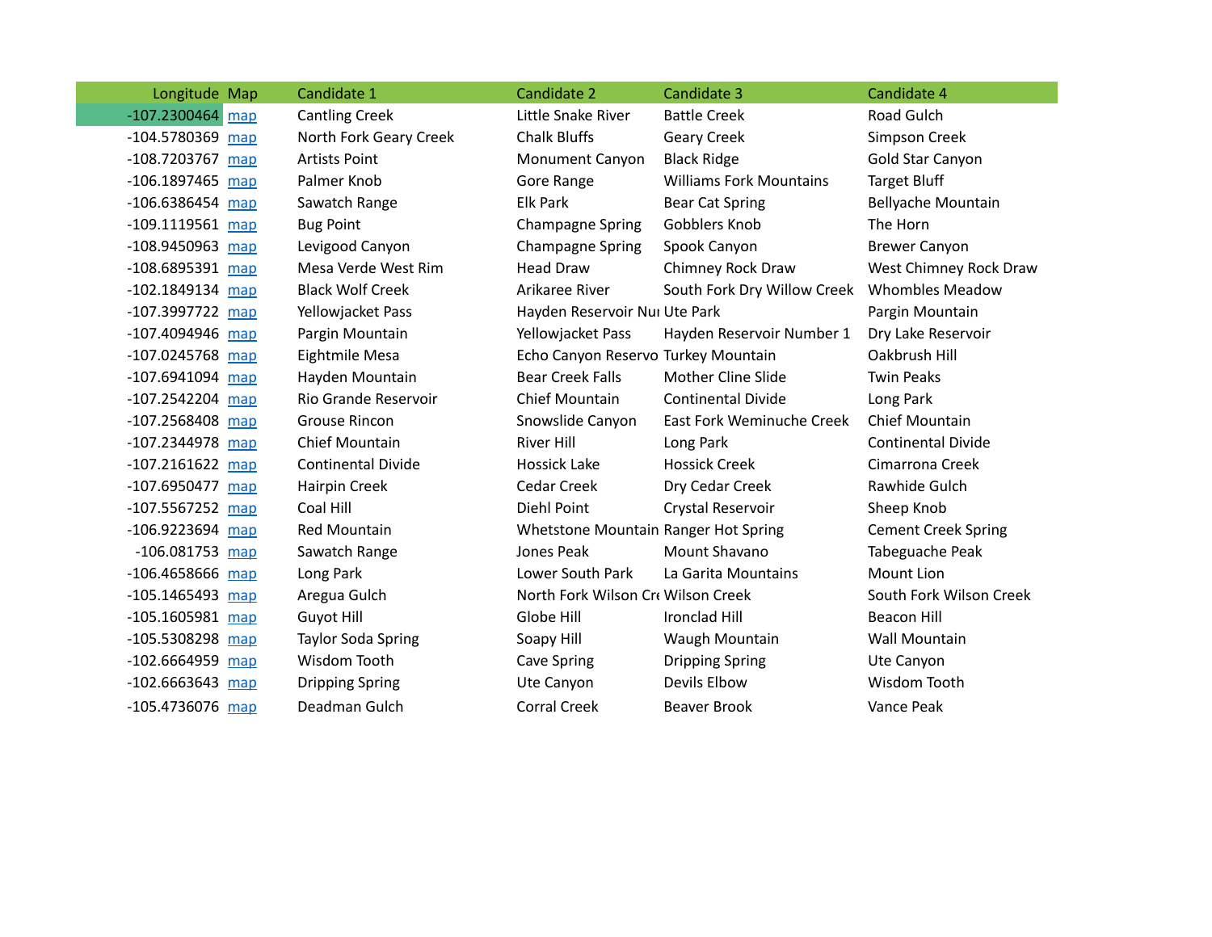| Longitude | Map | Candidate 1 | Candidate 2 | Candidate 3 | Candidate 4 |
|---|---|---|---|---|---|
| -107.2300464 | map | Cantling Creek | Little Snake River | Battle Creek | Road Gulch |
| -104.5780369 | map | North Fork Geary Creek | Chalk Bluffs | Geary Creek | Simpson Creek |
| -108.7203767 | map | Artists Point | Monument Canyon | Black Ridge | Gold Star Canyon |
| -106.1897465 | map | Palmer Knob | Gore Range | Williams Fork Mountains | Target Bluff |
| -106.6386454 | map | Sawatch Range | Elk Park | Bear Cat Spring | Bellyache Mountain |
| -109.1119561 | map | Bug Point | Champagne Spring | Gobblers Knob | The Horn |
| -108.9450963 | map | Levigood Canyon | Champagne Spring | Spook Canyon | Brewer Canyon |
| -108.6895391 | map | Mesa Verde West Rim | Head Draw | Chimney Rock Draw | West Chimney Rock Draw |
| -102.1849134 | map | Black Wolf Creek | Arikaree River | South Fork Dry Willow Creek | Whombles Meadow |
| -107.3997722 | map | Yellowjacket Pass | Hayden Reservoir Nu | Ute Park | Pargin Mountain |
| -107.4094946 | map | Pargin Mountain | Yellowjacket Pass | Hayden Reservoir Number 1 | Dry Lake Reservoir |
| -107.0245768 | map | Eightmile Mesa | Echo Canyon Reservo | Turkey Mountain | Oakbrush Hill |
| -107.6941094 | map | Hayden Mountain | Bear Creek Falls | Mother Cline Slide | Twin Peaks |
| -107.2542204 | map | Rio Grande Reservoir | Chief Mountain | Continental Divide | Long Park |
| -107.2568408 | map | Grouse Rincon | Snowslide Canyon | East Fork Weminuche Creek | Chief Mountain |
| -107.2344978 | map | Chief Mountain | River Hill | Long Park | Continental Divide |
| -107.2161622 | map | Continental Divide | Hossick Lake | Hossick Creek | Cimarrona Creek |
| -107.6950477 | map | Hairpin Creek | Cedar Creek | Dry Cedar Creek | Rawhide Gulch |
| -107.5567252 | map | Coal Hill | Diehl Point | Crystal Reservoir | Sheep Knob |
| -106.9223694 | map | Red Mountain | Whetstone Mountain | Ranger Hot Spring | Cement Creek Spring |
| -106.081753 | map | Sawatch Range | Jones Peak | Mount Shavano | Tabeguache Peak |
| -106.4658666 | map | Long Park | Lower South Park | La Garita Mountains | Mount Lion |
| -105.1465493 | map | Aregua Gulch | North Fork Wilson Cr | Wilson Creek | South Fork Wilson Creek |
| -105.1605981 | map | Guyot Hill | Globe Hill | Ironclad Hill | Beacon Hill |
| -105.5308298 | map | Taylor Soda Spring | Soapy Hill | Waugh Mountain | Wall Mountain |
| -102.6664959 | map | Wisdom Tooth | Cave Spring | Dripping Spring | Ute Canyon |
| -102.6663643 | map | Dripping Spring | Ute Canyon | Devils Elbow | Wisdom Tooth |
| -105.4736076 | map | Deadman Gulch | Corral Creek | Beaver Brook | Vance Peak |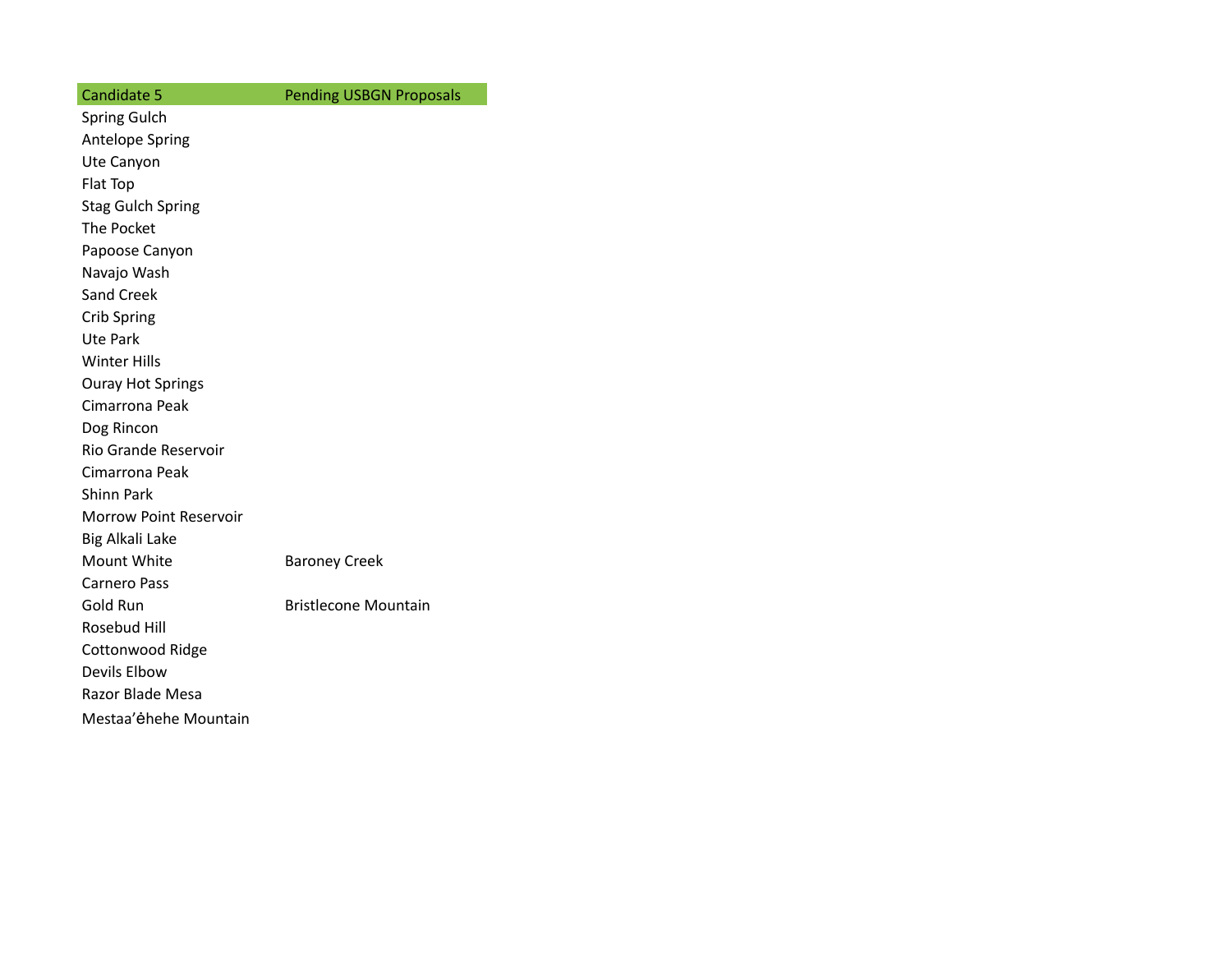| Candidate 5 | Pending USBGN Proposals |
| --- | --- |
| Spring Gulch | |
| Antelope Spring | |
| Ute Canyon | |
| Flat Top | |
| Stag Gulch Spring | |
| The Pocket | |
| Papoose Canyon | |
| Navajo Wash | |
| Sand Creek | |
| Crib Spring | |
| Ute Park | |
| Winter Hills | |
| Ouray Hot Springs | |
| Cimarrona Peak | |
| Dog Rincon | |
| Rio Grande Reservoir | |
| Cimarrona Peak | |
| Shinn Park | |
| Morrow Point Reservoir | |
| Big Alkali Lake | |
| Mount White | Baroney Creek |
| Carnero Pass | |
| Gold Run | Bristlecone Mountain |
| Rosebud Hill | |
| Cottonwood Ridge | |
| Devils Elbow | |
| Razor Blade Mesa | |
| Mestaa'ėhehe Mountain | |